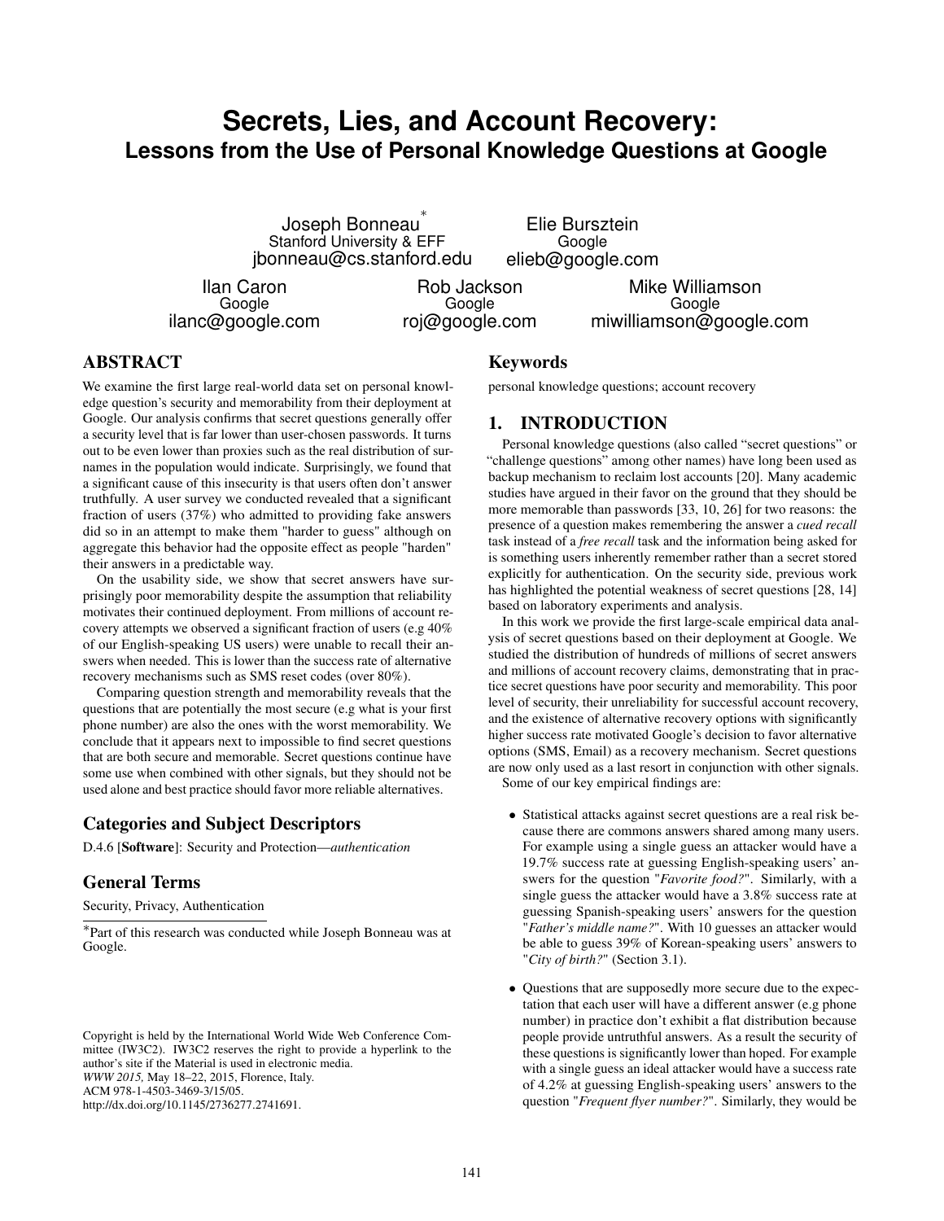# Secrets, Lies, and Account Recovery:
## Lessons from the Use of Personal Knowledge Questions at Google

Joseph Bonneau*
Stanford University & EFF
jbonneau@cs.stanford.edu

Elie Bursztein
Google
elieb@google.com

Ilan Caron
Google
ilanc@google.com

Rob Jackson
Google
roj@google.com

Mike Williamson
Google
miwilliamson@google.com

## ABSTRACT

We examine the first large real-world data set on personal knowledge question's security and memorability from their deployment at Google. Our analysis confirms that secret questions generally offer a security level that is far lower than user-chosen passwords. It turns out to be even lower than proxies such as the real distribution of surnames in the population would indicate. Surprisingly, we found that a significant cause of this insecurity is that users often don't answer truthfully. A user survey we conducted revealed that a significant fraction of users (37%) who admitted to providing fake answers did so in an attempt to make them "harder to guess" although on aggregate this behavior had the opposite effect as people "harden" their answers in a predictable way.

On the usability side, we show that secret answers have surprisingly poor memorability despite the assumption that reliability motivates their continued deployment. From millions of account recovery attempts we observed a significant fraction of users (e.g 40% of our English-speaking US users) were unable to recall their answers when needed. This is lower than the success rate of alternative recovery mechanisms such as SMS reset codes (over 80%).

Comparing question strength and memorability reveals that the questions that are potentially the most secure (e.g what is your first phone number) are also the ones with the worst memorability. We conclude that it appears next to impossible to find secret questions that are both secure and memorable. Secret questions continue have some use when combined with other signals, but they should not be used alone and best practice should favor more reliable alternatives.

## Categories and Subject Descriptors

D.4.6 [**Software**]: Security and Protection—*authentication*

## General Terms

Security, Privacy, Authentication

*Part of this research was conducted while Joseph Bonneau was at Google.

Copyright is held by the International World Wide Web Conference Committee (IW3C2). IW3C2 reserves the right to provide a hyperlink to the author's site if the Material is used in electronic media.
*WWW 2015,* May 18–22, 2015, Florence, Italy.
ACM 978-1-4503-3469-3/15/05.
http://dx.doi.org/10.1145/2736277.2741691.

## Keywords

personal knowledge questions; account recovery

## 1. INTRODUCTION

Personal knowledge questions (also called "secret questions" or "challenge questions" among other names) have long been used as backup mechanism to reclaim lost accounts [20]. Many academic studies have argued in their favor on the ground that they should be more memorable than passwords [33, 10, 26] for two reasons: the presence of a question makes remembering the answer a *cued recall* task instead of a *free recall* task and the information being asked for is something users inherently remember rather than a secret stored explicitly for authentication. On the security side, previous work has highlighted the potential weakness of secret questions [28, 14] based on laboratory experiments and analysis.

In this work we provide the first large-scale empirical data analysis of secret questions based on their deployment at Google. We studied the distribution of hundreds of millions of secret answers and millions of account recovery claims, demonstrating that in practice secret questions have poor security and memorability. This poor level of security, their unreliability for successful account recovery, and the existence of alternative recovery options with significantly higher success rate motivated Google's decision to favor alternative options (SMS, Email) as a recovery mechanism. Secret questions are now only used as a last resort in conjunction with other signals.

Some of our key empirical findings are:

- Statistical attacks against secret questions are a real risk because there are commons answers shared among many users. For example using a single guess an attacker would have a 19.7% success rate at guessing English-speaking users' answers for the question "*Favorite food?*". Similarly, with a single guess the attacker would have a 3.8% success rate at guessing Spanish-speaking users' answers for the question "*Father's middle name?*". With 10 guesses an attacker would be able to guess 39% of Korean-speaking users' answers to "*City of birth?*" (Section 3.1).

- Questions that are supposedly more secure due to the expectation that each user will have a different answer (e.g phone number) in practice don't exhibit a flat distribution because people provide untruthful answers. As a result the security of these questions is significantly lower than hoped. For example with a single guess an ideal attacker would have a success rate of 4.2% at guessing English-speaking users' answers to the question "*Frequent flyer number?*". Similarly, they would be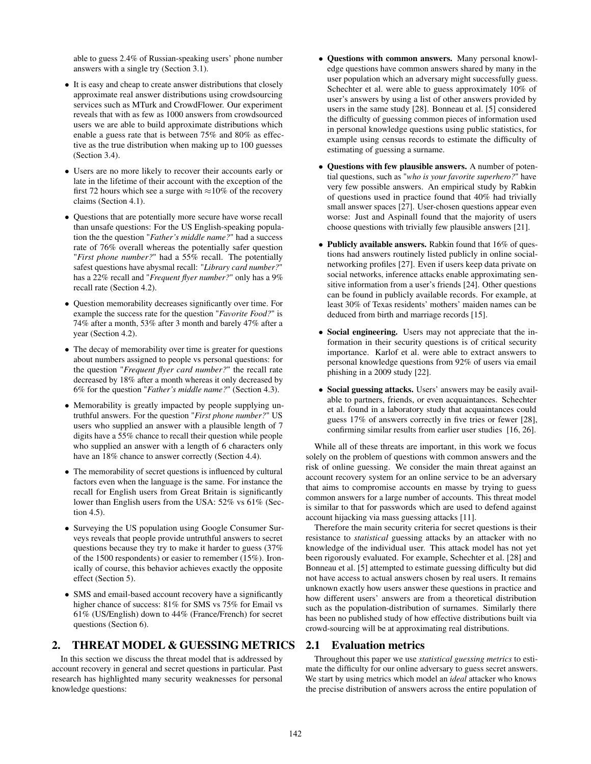able to guess 2.4% of Russian-speaking users' phone number answers with a single try (Section 3.1).

- It is easy and cheap to create answer distributions that closely approximate real answer distributions using crowdsourcing services such as MTurk and CrowdFlower. Our experiment reveals that with as few as 1000 answers from crowdsourced users we are able to build approximate distributions which enable a guess rate that is between 75% and 80% as effective as the true distribution when making up to 100 guesses (Section 3.4).
- Users are no more likely to recover their accounts early or late in the lifetime of their account with the exception of the first 72 hours which see a surge with ≈10% of the recovery claims (Section 4.1).
- Questions that are potentially more secure have worse recall than unsafe questions: For the US English-speaking population the the question "*Father's middle name?*" had a success rate of 76% overall whereas the potentially safer question "*First phone number?*" had a 55% recall. The potentially safest questions have abysmal recall: "*Library card number?*" has a 22% recall and "*Frequent flyer number?*" only has a 9% recall rate (Section 4.2).
- Question memorability decreases significantly over time. For example the success rate for the question "*Favorite Food?*" is 74% after a month, 53% after 3 month and barely 47% after a year (Section 4.2).
- The decay of memorability over time is greater for questions about numbers assigned to people vs personal questions: for the question "*Frequent flyer card number?*" the recall rate decreased by 18% after a month whereas it only decreased by 6% for the question "*Father's middle name?*" (Section 4.3).
- Memorability is greatly impacted by people supplying untruthful answers. For the question "*First phone number?*" US users who supplied an answer with a plausible length of 7 digits have a 55% chance to recall their question while people who supplied an answer with a length of 6 characters only have an 18% chance to answer correctly (Section 4.4).
- The memorability of secret questions is influenced by cultural factors even when the language is the same. For instance the recall for English users from Great Britain is significantly lower than English users from the USA: 52% vs 61% (Section 4.5).
- Surveying the US population using Google Consumer Surveys reveals that people provide untruthful answers to secret questions because they try to make it harder to guess (37% of the 1500 respondents) or easier to remember (15%). Ironically of course, this behavior achieves exactly the opposite effect (Section 5).
- SMS and email-based account recovery have a significantly higher chance of success: 81% for SMS vs 75% for Email vs 61% (US/English) down to 44% (France/French) for secret questions (Section 6).

## 2. THREAT MODEL & GUESSING METRICS

In this section we discuss the threat model that is addressed by account recovery in general and secret questions in particular. Past research has highlighted many security weaknesses for personal knowledge questions:

- **Questions with common answers.** Many personal knowledge questions have common answers shared by many in the user population which an adversary might successfully guess. Schechter et al. were able to guess approximately 10% of user's answers by using a list of other answers provided by users in the same study [28]. Bonneau et al. [5] considered the difficulty of guessing common pieces of information used in personal knowledge questions using public statistics, for example using census records to estimate the difficulty of estimating of guessing a surname.
- **Questions with few plausible answers.** A number of potential questions, such as "*who is your favorite superhero?*" have very few possible answers. An empirical study by Rabkin of questions used in practice found that 40% had trivially small answer spaces [27]. User-chosen questions appear even worse: Just and Aspinall found that the majority of users choose questions with trivially few plausible answers [21].
- **Publicly available answers.** Rabkin found that 16% of questions had answers routinely listed publicly in online social-networking profiles [27]. Even if users keep data private on social networks, inference attacks enable approximating sensitive information from a user's friends [24]. Other questions can be found in publicly available records. For example, at least 30% of Texas residents' mothers' maiden names can be deduced from birth and marriage records [15].
- **Social engineering.** Users may not appreciate that the information in their security questions is of critical security importance. Karlof et al. were able to extract answers to personal knowledge questions from 92% of users via email phishing in a 2009 study [22].
- **Social guessing attacks.** Users' answers may be easily available to partners, friends, or even acquaintances. Schechter et al. found in a laboratory study that acquaintances could guess 17% of answers correctly in five tries or fewer [28], confirming similar results from earlier user studies [16, 26].

While all of these threats are important, in this work we focus solely on the problem of questions with common answers and the risk of online guessing. We consider the main threat against an account recovery system for an online service to be an adversary that aims to compromise accounts en masse by trying to guess common answers for a large number of accounts. This threat model is similar to that for passwords which are used to defend against account hijacking via mass guessing attacks [11].

Therefore the main security criteria for secret questions is their resistance to *statistical* guessing attacks by an attacker with no knowledge of the individual user. This attack model has not yet been rigorously evaluated. For example, Schechter et al. [28] and Bonneau et al. [5] attempted to estimate guessing difficulty but did not have access to actual answers chosen by real users. It remains unknown exactly how users answer these questions in practice and how different users' answers are from a theoretical distribution such as the population-distribution of surnames. Similarly there has been no published study of how effective distributions built via crowd-sourcing will be at approximating real distributions.

### 2.1 Evaluation metrics

Throughout this paper we use *statistical guessing metrics* to estimate the difficulty for our online adversary to guess secret answers. We start by using metrics which model an *ideal* attacker who knows the precise distribution of answers across the entire population of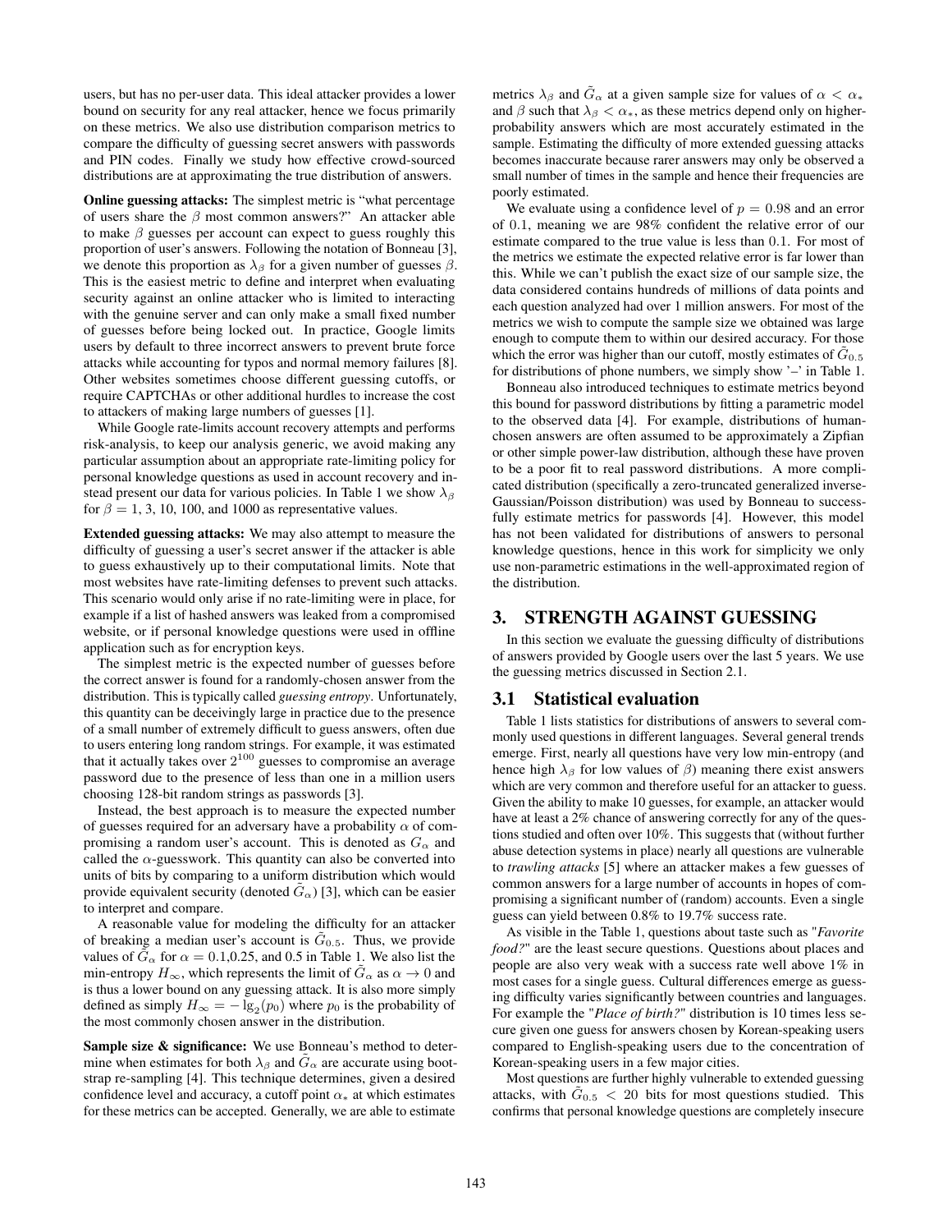users, but has no per-user data. This ideal attacker provides a lower bound on security for any real attacker, hence we focus primarily on these metrics. We also use distribution comparison metrics to compare the difficulty of guessing secret answers with passwords and PIN codes. Finally we study how effective crowd-sourced distributions are at approximating the true distribution of answers.

**Online guessing attacks:** The simplest metric is "what percentage of users share the $\beta$ most common answers?" An attacker able to make $\beta$ guesses per account can expect to guess roughly this proportion of user's answers. Following the notation of Bonneau [3], we denote this proportion as $\lambda_\beta$ for a given number of guesses $\beta$. This is the easiest metric to define and interpret when evaluating security against an online attacker who is limited to interacting with the genuine server and can only make a small fixed number of guesses before being locked out. In practice, Google limits users by default to three incorrect answers to prevent brute force attacks while accounting for typos and normal memory failures [8]. Other websites sometimes choose different guessing cutoffs, or require CAPTCHAs or other additional hurdles to increase the cost to attackers of making large numbers of guesses [1].

While Google rate-limits account recovery attempts and performs risk-analysis, to keep our analysis generic, we avoid making any particular assumption about an appropriate rate-limiting policy for personal knowledge questions as used in account recovery and instead present our data for various policies. In Table 1 we show $\lambda_\beta$ for $\beta = 1$, 3, 10, 100, and 1000 as representative values.

**Extended guessing attacks:** We may also attempt to measure the difficulty of guessing a user's secret answer if the attacker is able to guess exhaustively up to their computational limits. Note that most websites have rate-limiting defenses to prevent such attacks. This scenario would only arise if no rate-limiting were in place, for example if a list of hashed answers was leaked from a compromised website, or if personal knowledge questions were used in offline application such as for encryption keys.

The simplest metric is the expected number of guesses before the correct answer is found for a randomly-chosen answer from the distribution. This is typically called *guessing entropy*. Unfortunately, this quantity can be deceivingly large in practice due to the presence of a small number of extremely difficult to guess answers, often due to users entering long random strings. For example, it was estimated that it actually takes over $2^{100}$ guesses to compromise an average password due to the presence of less than one in a million users choosing 128-bit random strings as passwords [3].

Instead, the best approach is to measure the expected number of guesses required for an adversary have a probability $\alpha$ of compromising a random user's account. This is denoted as $G_\alpha$ and called the $\alpha$-guesswork. This quantity can also be converted into units of bits by comparing to a uniform distribution which would provide equivalent security (denoted $\tilde{G}_\alpha$) [3], which can be easier to interpret and compare.

A reasonable value for modeling the difficulty for an attacker of breaking a median user's account is $\tilde{G}_{0.5}$. Thus, we provide values of $\tilde{G}_\alpha$ for $\alpha = 0.1$,0.25, and 0.5 in Table 1. We also list the min-entropy $H_\infty$, which represents the limit of $\tilde{G}_\alpha$ as $\alpha \to 0$ and is thus a lower bound on any guessing attack. It is also more simply defined as simply $H_\infty = -\lg_2(p_0)$ where $p_0$ is the probability of the most commonly chosen answer in the distribution.

**Sample size & significance:** We use Bonneau's method to determine when estimates for both $\lambda_\beta$ and $\tilde{G}_\alpha$ are accurate using bootstrap re-sampling [4]. This technique determines, given a desired confidence level and accuracy, a cutoff point $\alpha_*$ at which estimates for these metrics can be accepted. Generally, we are able to estimate metrics $\lambda_\beta$ and $\tilde{G}_\alpha$ at a given sample size for values of $\alpha < \alpha_*$ and $\beta$ such that $\lambda_\beta < \alpha_*$, as these metrics depend only on higher-probability answers which are most accurately estimated in the sample. Estimating the difficulty of more extended guessing attacks becomes inaccurate because rarer answers may only be observed a small number of times in the sample and hence their frequencies are poorly estimated.

We evaluate using a confidence level of $p = 0.98$ and an error of 0.1, meaning we are 98% confident the relative error of our estimate compared to the true value is less than 0.1. For most of the metrics we estimate the expected relative error is far lower than this. While we can't publish the exact size of our sample size, the data considered contains hundreds of millions of data points and each question analyzed had over 1 million answers. For most of the metrics we wish to compute the sample size we obtained was large enough to compute them to within our desired accuracy. For those which the error was higher than our cutoff, mostly estimates of $\tilde{G}_{0.5}$ for distributions of phone numbers, we simply show '–' in Table 1.

Bonneau also introduced techniques to estimate metrics beyond this bound for password distributions by fitting a parametric model to the observed data [4]. For example, distributions of human-chosen answers are often assumed to be approximately a Zipfian or other simple power-law distribution, although these have proven to be a poor fit to real password distributions. A more complicated distribution (specifically a zero-truncated generalized inverse-Gaussian/Poisson distribution) was used by Bonneau to successfully estimate metrics for passwords [4]. However, this model has not been validated for distributions of answers to personal knowledge questions, hence in this work for simplicity we only use non-parametric estimations in the well-approximated region of the distribution.

## 3. STRENGTH AGAINST GUESSING

In this section we evaluate the guessing difficulty of distributions of answers provided by Google users over the last 5 years. We use the guessing metrics discussed in Section 2.1.

### 3.1 Statistical evaluation

Table 1 lists statistics for distributions of answers to several commonly used questions in different languages. Several general trends emerge. First, nearly all questions have very low min-entropy (and hence high $\lambda_\beta$ for low values of $\beta$) meaning there exist answers which are very common and therefore useful for an attacker to guess. Given the ability to make 10 guesses, for example, an attacker would have at least a 2% chance of answering correctly for any of the questions studied and often over 10%. This suggests that (without further abuse detection systems in place) nearly all questions are vulnerable to *trawling attacks* [5] where an attacker makes a few guesses of common answers for a large number of accounts in hopes of compromising a significant number of (random) accounts. Even a single guess can yield between 0.8% to 19.7% success rate.

As visible in the Table 1, questions about taste such as "*Favorite food?*" are the least secure questions. Questions about places and people are also very weak with a success rate well above 1% in most cases for a single guess. Cultural differences emerge as guessing difficulty varies significantly between countries and languages. For example the "*Place of birth?*" distribution is 10 times less secure given one guess for answers chosen by Korean-speaking users compared to English-speaking users due to the concentration of Korean-speaking users in a few major cities.

Most questions are further highly vulnerable to extended guessing attacks, with $\tilde{G}_{0.5} < 20$ bits for most questions studied. This confirms that personal knowledge questions are completely insecure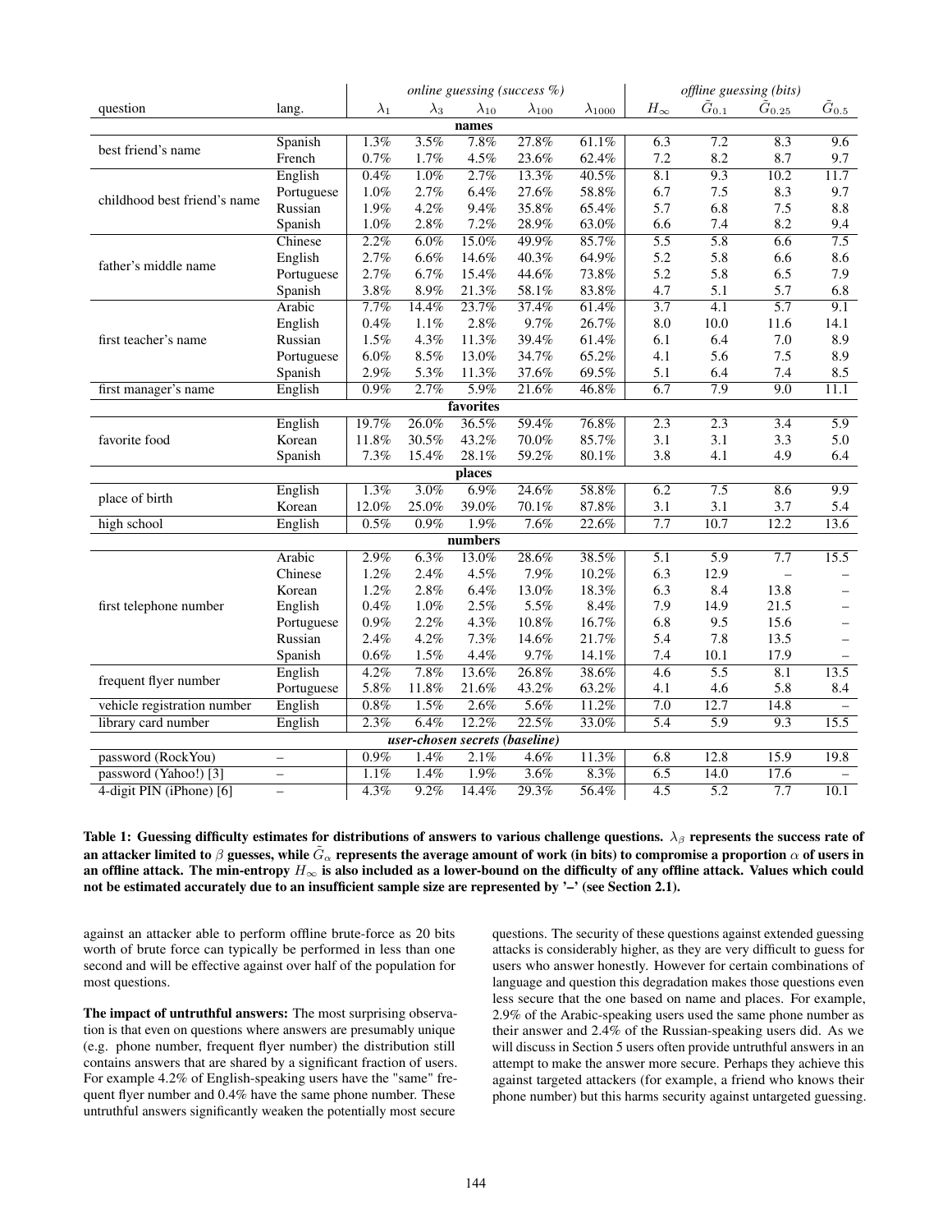| question | lang. | *online guessing (success %)* | | | | | *offline guessing (bits)* | | | |
|---|---|---|---|---|---|---|---|---|---|---|
| | | $\lambda_1$ | $\lambda_3$ | $\lambda_{10}$ | $\lambda_{100}$ | $\lambda_{1000}$ | $H_\infty$ | $\tilde{G}_{0.1}$ | $\tilde{G}_{0.25}$ | $\tilde{G}_{0.5}$ |
| **names** | | | | | | | | | | |
| best friend's name | Spanish | 1.3% | 3.5% | 7.8% | 27.8% | 61.1% | 6.3 | 7.2 | 8.3 | 9.6 |
| | French | 0.7% | 1.7% | 4.5% | 23.6% | 62.4% | 7.2 | 8.2 | 8.7 | 9.7 |
| childhood best friend's name | English | 0.4% | 1.0% | 2.7% | 13.3% | 40.5% | 8.1 | 9.3 | 10.2 | 11.7 |
| | Portuguese | 1.0% | 2.7% | 6.4% | 27.6% | 58.8% | 6.7 | 7.5 | 8.3 | 9.7 |
| | Russian | 1.9% | 4.2% | 9.4% | 35.8% | 65.4% | 5.7 | 6.8 | 7.5 | 8.8 |
| | Spanish | 1.0% | 2.8% | 7.2% | 28.9% | 63.0% | 6.6 | 7.4 | 8.2 | 9.4 |
| father's middle name | Chinese | 2.2% | 6.0% | 15.0% | 49.9% | 85.7% | 5.5 | 5.8 | 6.6 | 7.5 |
| | English | 2.7% | 6.6% | 14.6% | 40.3% | 64.9% | 5.2 | 5.8 | 6.6 | 8.6 |
| | Portuguese | 2.7% | 6.7% | 15.4% | 44.6% | 73.8% | 5.2 | 5.8 | 6.5 | 7.9 |
| | Spanish | 3.8% | 8.9% | 21.3% | 58.1% | 83.8% | 4.7 | 5.1 | 5.7 | 6.8 |
| first teacher's name | Arabic | 7.7% | 14.4% | 23.7% | 37.4% | 61.4% | 3.7 | 4.1 | 5.7 | 9.1 |
| | English | 0.4% | 1.1% | 2.8% | 9.7% | 26.7% | 8.0 | 10.0 | 11.6 | 14.1 |
| | Russian | 1.5% | 4.3% | 11.3% | 39.4% | 61.4% | 6.1 | 6.4 | 7.0 | 8.9 |
| | Portuguese | 6.0% | 8.5% | 13.0% | 34.7% | 65.2% | 4.1 | 5.6 | 7.5 | 8.9 |
| | Spanish | 2.9% | 5.3% | 11.3% | 37.6% | 69.5% | 5.1 | 6.4 | 7.4 | 8.5 |
| first manager's name | English | 0.9% | 2.7% | 5.9% | 21.6% | 46.8% | 6.7 | 7.9 | 9.0 | 11.1 |
| **favorites** | | | | | | | | | | |
| favorite food | English | 19.7% | 26.0% | 36.5% | 59.4% | 76.8% | 2.3 | 2.3 | 3.4 | 5.9 |
| | Korean | 11.8% | 30.5% | 43.2% | 70.0% | 85.7% | 3.1 | 3.1 | 3.3 | 5.0 |
| | Spanish | 7.3% | 15.4% | 28.1% | 59.2% | 80.1% | 3.8 | 4.1 | 4.9 | 6.4 |
| **places** | | | | | | | | | | |
| place of birth | English | 1.3% | 3.0% | 6.9% | 24.6% | 58.8% | 6.2 | 7.5 | 8.6 | 9.9 |
| | Korean | 12.0% | 25.0% | 39.0% | 70.1% | 87.8% | 3.1 | 3.1 | 3.7 | 5.4 |
| high school | English | 0.5% | 0.9% | 1.9% | 7.6% | 22.6% | 7.7 | 10.7 | 12.2 | 13.6 |
| **numbers** | | | | | | | | | | |
| first telephone number | Arabic | 2.9% | 6.3% | 13.0% | 28.6% | 38.5% | 5.1 | 5.9 | 7.7 | 15.5 |
| | Chinese | 1.2% | 2.4% | 4.5% | 7.9% | 10.2% | 6.3 | 12.9 | – | – |
| | Korean | 1.2% | 2.8% | 6.4% | 13.0% | 18.3% | 6.3 | 8.4 | 13.8 | – |
| | English | 0.4% | 1.0% | 2.5% | 5.5% | 8.4% | 7.9 | 14.9 | 21.5 | – |
| | Portuguese | 0.9% | 2.2% | 4.3% | 10.8% | 16.7% | 6.8 | 9.5 | 15.6 | – |
| | Russian | 2.4% | 4.2% | 7.3% | 14.6% | 21.7% | 5.4 | 7.8 | 13.5 | – |
| | Spanish | 0.6% | 1.5% | 4.4% | 9.7% | 14.1% | 7.4 | 10.1 | 17.9 | – |
| frequent flyer number | English | 4.2% | 7.8% | 13.6% | 26.8% | 38.6% | 4.6 | 5.5 | 8.1 | 13.5 |
| | Portuguese | 5.8% | 11.8% | 21.6% | 43.2% | 63.2% | 4.1 | 4.6 | 5.8 | 8.4 |
| vehicle registration number | English | 0.8% | 1.5% | 2.6% | 5.6% | 11.2% | 7.0 | 12.7 | 14.8 | – |
| library card number | English | 2.3% | 6.4% | 12.2% | 22.5% | 33.0% | 5.4 | 5.9 | 9.3 | 15.5 |
| ***user-chosen secrets (baseline)*** | | | | | | | | | | |
| password (RockYou) | – | 0.9% | 1.4% | 2.1% | 4.6% | 11.3% | 6.8 | 12.8 | 15.9 | 19.8 |
| password (Yahoo!) [3] | – | 1.1% | 1.4% | 1.9% | 3.6% | 8.3% | 6.5 | 14.0 | 17.6 | – |
| 4-digit PIN (iPhone) [6] | – | 4.3% | 9.2% | 14.4% | 29.3% | 56.4% | 4.5 | 5.2 | 7.7 | 10.1 |

**Table 1: Guessing difficulty estimates for distributions of answers to various challenge questions. $\lambda_\beta$ represents the success rate of an attacker limited to $\beta$ guesses, while $\tilde{G}_\alpha$ represents the average amount of work (in bits) to compromise a proportion $\alpha$ of users in an offline attack. The min-entropy $H_\infty$ is also included as a lower-bound on the difficulty of any offline attack. Values which could not be estimated accurately due to an insufficient sample size are represented by '–' (see Section 2.1).**

against an attacker able to perform offline brute-force as 20 bits worth of brute force can typically be performed in less than one second and will be effective against over half of the population for most questions.

**The impact of untruthful answers:** The most surprising observation is that even on questions where answers are presumably unique (e.g. phone number, frequent flyer number) the distribution still contains answers that are shared by a significant fraction of users. For example 4.2% of English-speaking users have the "same" frequent flyer number and 0.4% have the same phone number. These untruthful answers significantly weaken the potentially most secure questions. The security of these questions against extended guessing attacks is considerably higher, as they are very difficult to guess for users who answer honestly. However for certain combinations of language and question this degradation makes those questions even less secure that the one based on name and places. For example, 2.9% of the Arabic-speaking users used the same phone number as their answer and 2.4% of the Russian-speaking users did. As we will discuss in Section 5 users often provide untruthful answers in an attempt to make the answer more secure. Perhaps they achieve this against targeted attackers (for example, a friend who knows their phone number) but this harms security against untargeted guessing.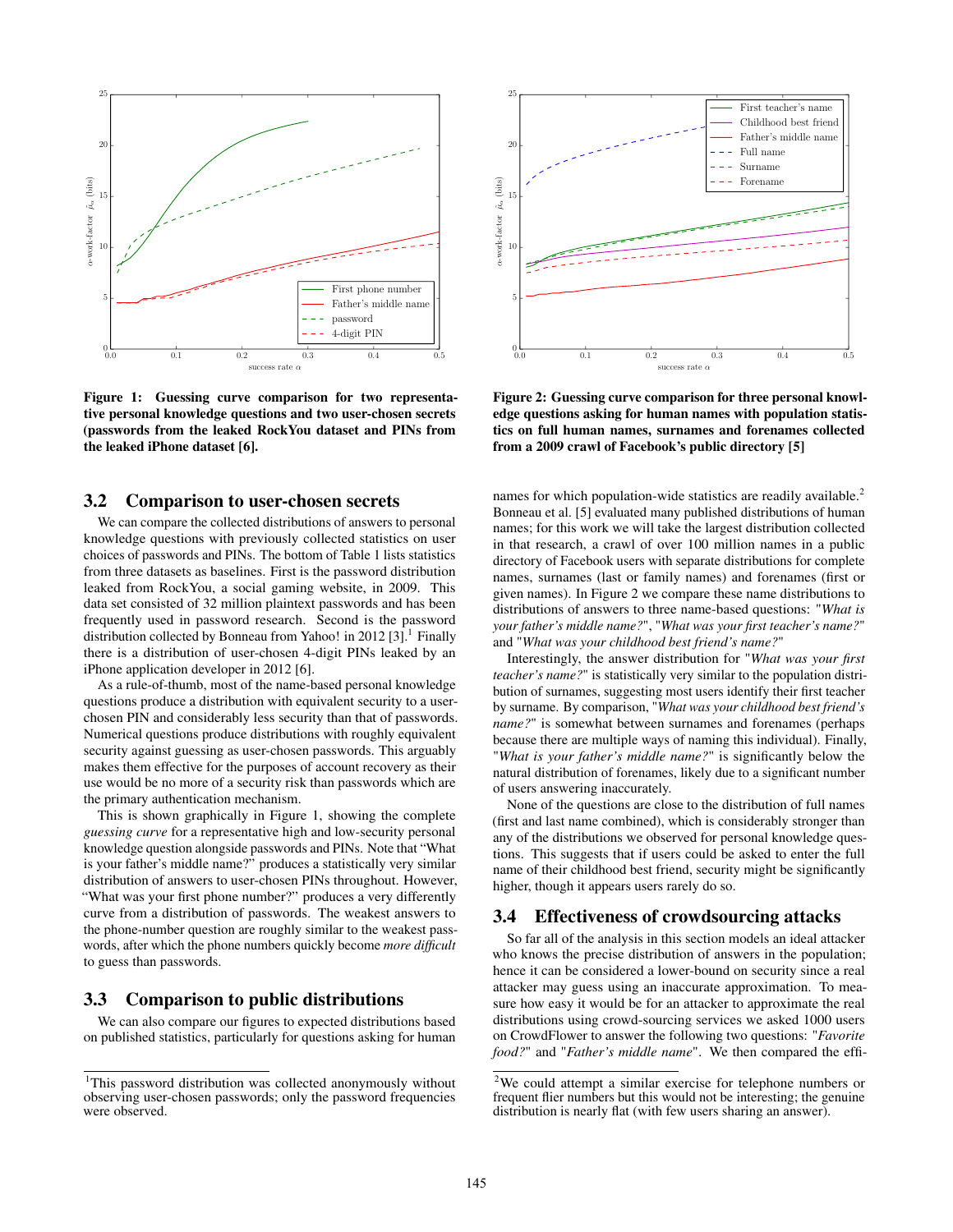25

20

15

10

5

0

0.0 0.1 0.2 0.3 0.4 0.5

success rate $\alpha$

$\alpha$-work-factor $\tilde{\mu}_\alpha$ (bits)

First phone number
Father's middle name
password
4-digit PIN

**Figure 1: Guessing curve comparison for two representative personal knowledge questions and two user-chosen secrets (passwords from the leaked RockYou dataset and PINs from the leaked iPhone dataset [6].**

25

20

15

10

5

0

0.0 0.1 0.2 0.3 0.4 0.5

success rate $\alpha$

$\alpha$-work-factor $\tilde{\mu}_\alpha$ (bits)

First teacher's name
Childhood best friend
Father's middle name
Full name
Surname
Forename

**Figure 2: Guessing curve comparison for three personal knowledge questions asking for human names with population statistics on full human names, surnames and forenames collected from a 2009 crawl of Facebook's public directory [5]**

## 3.2 Comparison to user-chosen secrets

We can compare the collected distributions of answers to personal knowledge questions with previously collected statistics on user choices of passwords and PINs. The bottom of Table 1 lists statistics from three datasets as baselines. First is the password distribution leaked from RockYou, a social gaming website, in 2009. This data set consisted of 32 million plaintext passwords and has been frequently used in password research. Second is the password distribution collected by Bonneau from Yahoo! in 2012 [3].[1] Finally there is a distribution of user-chosen 4-digit PINs leaked by an iPhone application developer in 2012 [6].

As a rule-of-thumb, most of the name-based personal knowledge questions produce a distribution with equivalent security to a user-chosen PIN and considerably less security than that of passwords. Numerical questions produce distributions with roughly equivalent security against guessing as user-chosen passwords. This arguably makes them effective for the purposes of account recovery as their use would be no more of a security risk than passwords which are the primary authentication mechanism.

This is shown graphically in Figure 1, showing the complete *guessing curve* for a representative high and low-security personal knowledge question alongside passwords and PINs. Note that "What is your father's middle name?" produces a statistically very similar distribution of answers to user-chosen PINs throughout. However, "What was your first phone number?" produces a very differently curve from a distribution of passwords. The weakest answers to the phone-number question are roughly similar to the weakest passwords, after which the phone numbers quickly become *more difficult* to guess than passwords.

## 3.3 Comparison to public distributions

We can also compare our figures to expected distributions based on published statistics, particularly for questions asking for human names for which population-wide statistics are readily available.[2] Bonneau et al. [5] evaluated many published distributions of human names; for this work we will take the largest distribution collected in that research, a crawl of over 100 million names in a public directory of Facebook users with separate distributions for complete names, surnames (last or family names) and forenames (first or given names). In Figure 2 we compare these name distributions to distributions of answers to three name-based questions: *"What is your father's middle name?"*, *"What was your first teacher's name?"* and *"What was your childhood best friend's name?"*

Interestingly, the answer distribution for *"What was your first teacher's name?"* is statistically very similar to the population distribution of surnames, suggesting most users identify their first teacher by surname. By comparison, *"What was your childhood best friend's name?"* is somewhat between surnames and forenames (perhaps because there are multiple ways of naming this individual). Finally, *"What is your father's middle name?"* is significantly below the natural distribution of forenames, likely due to a significant number of users answering inaccurately.

None of the questions are close to the distribution of full names (first and last name combined), which is considerably stronger than any of the distributions we observed for personal knowledge questions. This suggests that if users could be asked to enter the full name of their childhood best friend, security might be significantly higher, though it appears users rarely do so.

## 3.4 Effectiveness of crowdsourcing attacks

So far all of the analysis in this section models an ideal attacker who knows the precise distribution of answers in the population; hence it can be considered a lower-bound on security since a real attacker may guess using an inaccurate approximation. To measure how easy it would be for an attacker to approximate the real distributions using crowd-sourcing services we asked 1000 users on CrowdFlower to answer the following two questions: *"Favorite food?"* and *"Father's middle name"*. We then compared the effi-

[1] This password distribution was collected anonymously without observing user-chosen passwords; only the password frequencies were observed.

[2] We could attempt a similar exercise for telephone numbers or frequent flier numbers but this would not be interesting; the genuine distribution is nearly flat (with few users sharing an answer).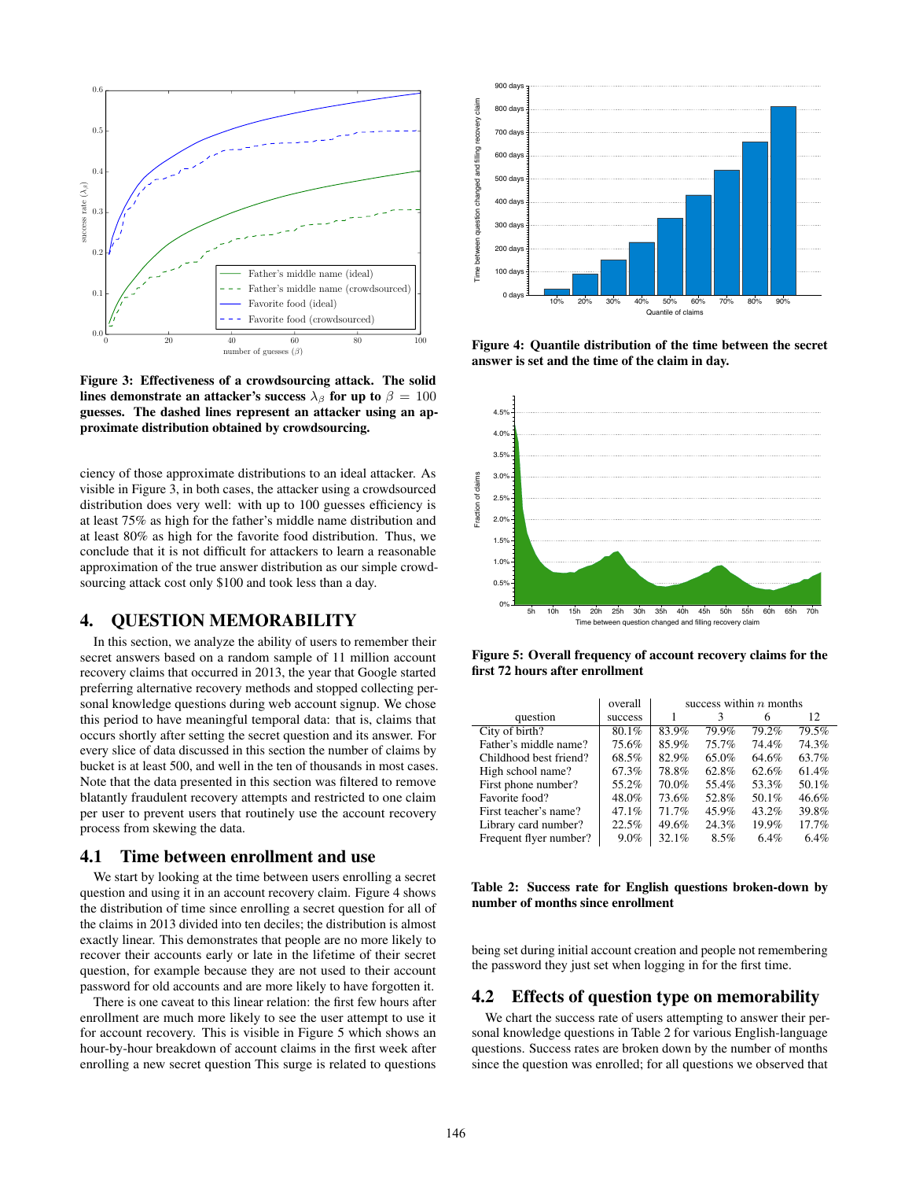Figure 3: Effectiveness of a crowdsourcing attack. The solid lines demonstrate an attacker's success $\lambda_\beta$ for up to $\beta = 100$ guesses. The dashed lines represent an attacker using an approximate distribution obtained by crowdsourcing.

ciency of those approximate distributions to an ideal attacker. As visible in Figure 3, in both cases, the attacker using a crowdsourced distribution does very well: with up to 100 guesses efficiency is at least 75% as high for the father's middle name distribution and at least 80% as high for the favorite food distribution. Thus, we conclude that it is not difficult for attackers to learn a reasonable approximation of the true answer distribution as our simple crowdsourcing attack cost only \$100 and took less than a day.

# 4. QUESTION MEMORABILITY

In this section, we analyze the ability of users to remember their secret answers based on a random sample of 11 million account recovery claims that occurred in 2013, the year that Google started preferring alternative recovery methods and stopped collecting personal knowledge questions during web account signup. We chose this period to have meaningful temporal data: that is, claims that occurs shortly after setting the secret question and its answer. For every slice of data discussed in this section the number of claims by bucket is at least 500, and well in the ten of thousands in most cases. Note that the data presented in this section was filtered to remove blatantly fraudulent recovery attempts and restricted to one claim per user to prevent users that routinely use the account recovery process from skewing the data.

## 4.1 Time between enrollment and use

We start by looking at the time between users enrolling a secret question and using it in an account recovery claim. Figure 4 shows the distribution of time since enrolling a secret question for all of the claims in 2013 divided into ten deciles; the distribution is almost exactly linear. This demonstrates that people are no more likely to recover their accounts early or late in the lifetime of their secret question, for example because they are not used to their account password for old accounts and are more likely to have forgotten it.

There is one caveat to this linear relation: the first few hours after enrollment are much more likely to see the user attempt to use it for account recovery. This is visible in Figure 5 which shows an hour-by-hour breakdown of account claims in the first week after enrolling a new secret question This surge is related to questions being set during initial account creation and people not remembering the password they just set when logging in for the first time.

Figure 4: Quantile distribution of the time between the secret answer is set and the time of the claim in day.

Figure 5: Overall frequency of account recovery claims for the first 72 hours after enrollment

| question | overall success | success within $n$ months: 1 | 3 | 6 | 12 |
|---|---|---|---|---|---|
| City of birth? | 80.1% | 83.9% | 79.9% | 79.2% | 79.5% |
| Father's middle name? | 75.6% | 85.9% | 75.7% | 74.4% | 74.3% |
| Childhood best friend? | 68.5% | 82.9% | 65.0% | 64.6% | 63.7% |
| High school name? | 67.3% | 78.8% | 62.8% | 62.6% | 61.4% |
| First phone number? | 55.2% | 70.0% | 55.4% | 53.3% | 50.1% |
| Favorite food? | 48.0% | 73.6% | 52.8% | 50.1% | 46.6% |
| First teacher's name? | 47.1% | 71.7% | 45.9% | 43.2% | 39.8% |
| Library card number? | 22.5% | 49.6% | 24.3% | 19.9% | 17.7% |
| Frequent flyer number? | 9.0% | 32.1% | 8.5% | 6.4% | 6.4% |

Table 2: Success rate for English questions broken-down by number of months since enrollment

## 4.2 Effects of question type on memorability

We chart the success rate of users attempting to answer their personal knowledge questions in Table 2 for various English-language questions. Success rates are broken down by the number of months since the question was enrolled; for all questions we observed that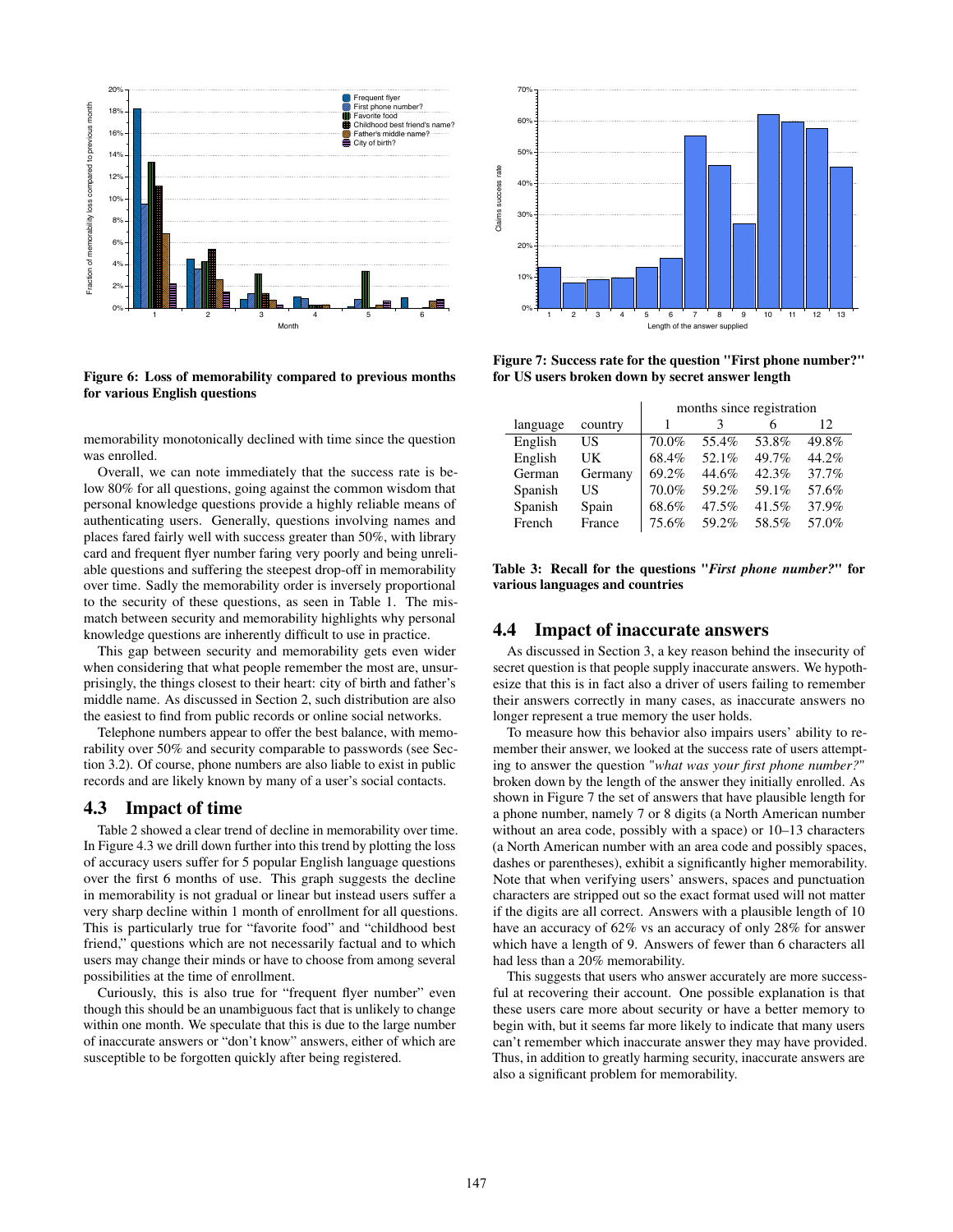Figure 6: Loss of memorability compared to previous months for various English questions

memorability monotonically declined with time since the question was enrolled.

Overall, we can note immediately that the success rate is below 80% for all questions, going against the common wisdom that personal knowledge questions provide a highly reliable means of authenticating users. Generally, questions involving names and places fared fairly well with success greater than 50%, with library card and frequent flyer number faring very poorly and being unreliable questions and suffering the steepest drop-off in memorability over time. Sadly the memorability order is inversely proportional to the security of these questions, as seen in Table 1. The mismatch between security and memorability highlights why personal knowledge questions are inherently difficult to use in practice.

This gap between security and memorability gets even wider when considering that what people remember the most are, unsurprisingly, the things closest to their heart: city of birth and father's middle name. As discussed in Section 2, such distribution are also the easiest to find from public records or online social networks.

Telephone numbers appear to offer the best balance, with memorability over 50% and security comparable to passwords (see Section 3.2). Of course, phone numbers are also liable to exist in public records and are likely known by many of a user's social contacts.

## 4.3 Impact of time

Table 2 showed a clear trend of decline in memorability over time. In Figure 4.3 we drill down further into this trend by plotting the loss of accuracy users suffer for 5 popular English language questions over the first 6 months of use. This graph suggests the decline in memorability is not gradual or linear but instead users suffer a very sharp decline within 1 month of enrollment for all questions. This is particularly true for "favorite food" and "childhood best friend," questions which are not necessarily factual and to which users may change their minds or have to choose from among several possibilities at the time of enrollment.

Curiously, this is also true for "frequent flyer number" even though this should be an unambiguous fact that is unlikely to change within one month. We speculate that this is due to the large number of inaccurate answers or "don't know" answers, either of which are susceptible to be forgotten quickly after being registered.

Figure 7: Success rate for the question "First phone number?" for US users broken down by secret answer length

| language | country | months since registration 1 | 3 | 6 | 12 |
|---|---|---|---|---|---|
| English | US | 70.0% | 55.4% | 53.8% | 49.8% |
| English | UK | 68.4% | 52.1% | 49.7% | 44.2% |
| German | Germany | 69.2% | 44.6% | 42.3% | 37.7% |
| Spanish | US | 70.0% | 59.2% | 59.1% | 57.6% |
| Spanish | Spain | 68.6% | 47.5% | 41.5% | 37.9% |
| French | France | 75.6% | 59.2% | 58.5% | 57.0% |

Table 3: Recall for the questions "*First phone number?*" for various languages and countries

## 4.4 Impact of inaccurate answers

As discussed in Section 3, a key reason behind the insecurity of secret question is that people supply inaccurate answers. We hypothesize that this is in fact also a driver of users failing to remember their answers correctly in many cases, as inaccurate answers no longer represent a true memory the user holds.

To measure how this behavior also impairs users' ability to remember their answer, we looked at the success rate of users attempting to answer the question "*what was your first phone number?*" broken down by the length of the answer they initially enrolled. As shown in Figure 7 the set of answers that have plausible length for a phone number, namely 7 or 8 digits (a North American number without an area code, possibly with a space) or 10–13 characters (a North American number with an area code and possibly spaces, dashes or parentheses), exhibit a significantly higher memorability. Note that when verifying users' answers, spaces and punctuation characters are stripped out so the exact format used will not matter if the digits are all correct. Answers with a plausible length of 10 have an accuracy of 62% vs an accuracy of only 28% for answer which have a length of 9. Answers of fewer than 6 characters all had less than a 20% memorability.

This suggests that users who answer accurately are more successful at recovering their account. One possible explanation is that these users care more about security or have a better memory to begin with, but it seems far more likely to indicate that many users can't remember which inaccurate answer they may have provided. Thus, in addition to greatly harming security, inaccurate answers are also a significant problem for memorability.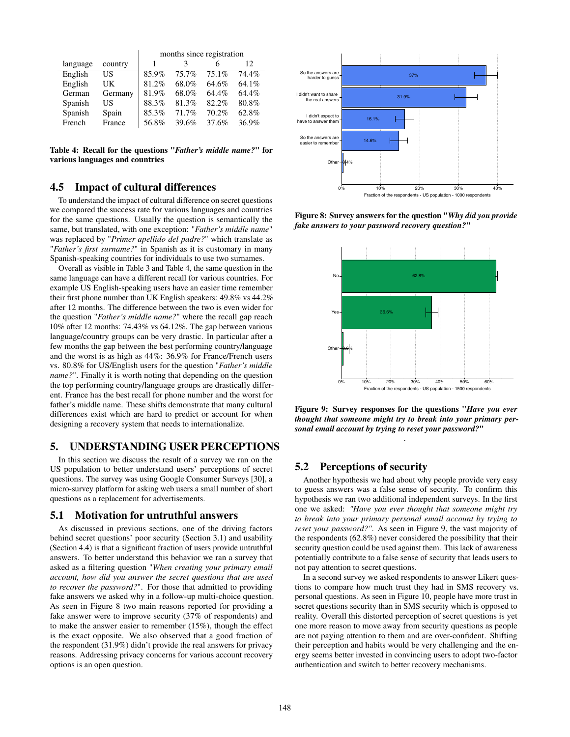| language | country | months since registration | | | |
|---|---|---|---|---|---|
| | | 1 | 3 | 6 | 12 |
| English | US | 85.9% | 75.7% | 75.1% | 74.4% |
| English | UK | 81.2% | 68.0% | 64.6% | 64.1% |
| German | Germany | 81.9% | 68.0% | 64.4% | 64.4% |
| Spanish | US | 88.3% | 81.3% | 82.2% | 80.8% |
| Spanish | Spain | 85.3% | 71.7% | 70.2% | 62.8% |
| French | France | 56.8% | 39.6% | 37.6% | 36.9% |

**Table 4: Recall for the questions "*Father's middle name?*" for various languages and countries**

## 4.5 Impact of cultural differences

To understand the impact of cultural difference on secret questions we compared the success rate for various languages and countries for the same questions. Usually the question is semantically the same, but translated, with one exception: "*Father's middle name*" was replaced by "*Primer apellido del padre?*" which translate as "*Father's first surname?*" in Spanish as it is customary in many Spanish-speaking countries for individuals to use two surnames.

Overall as visible in Table 3 and Table 4, the same question in the same language can have a different recall for various countries. For example US English-speaking users have an easier time remember their first phone number than UK English speakers: 49.8% vs 44.2% after 12 months. The difference between the two is even wider for the question "*Father's middle name?*" where the recall gap reach 10% after 12 months: 74.43% vs 64.12%. The gap between various language/country groups can be very drastic. In particular after a few months the gap between the best performing country/language and the worst is as high as 44%: 36.9% for France/French users vs. 80.8% for US/English users for the question "*Father's middle name?*". Finally it is worth noting that depending on the question the top performing country/language groups are drastically different. France has the best recall for phone number and the worst for father's middle name. These shifts demonstrate that many cultural differences exist which are hard to predict or account for when designing a recovery system that needs to internationalize.

# 5. UNDERSTANDING USER PERCEPTIONS

In this section we discuss the result of a survey we ran on the US population to better understand users' perceptions of secret questions. The survey was using Google Consumer Surveys [30], a micro-survey platform for asking web users a small number of short questions as a replacement for advertisements.

## 5.1 Motivation for untruthful answers

As discussed in previous sections, one of the driving factors behind secret questions' poor security (Section 3.1) and usability (Section 4.4) is that a significant fraction of users provide untruthful answers. To better understand this behavior we ran a survey that asked as a filtering question "*When creating your primary email account, how did you answer the secret questions that are used to recover the password?*". For those that admitted to providing fake answers we asked why in a follow-up multi-choice question. As seen in Figure 8 two main reasons reported for providing a fake answer were to improve security (37% of respondents) and to make the answer easier to remember (15%), though the effect is the exact opposite. We also observed that a good fraction of the respondent (31.9%) didn't provide the real answers for privacy reasons. Addressing privacy concerns for various account recovery options is an open question.

| Answer | Fraction of the respondents - US population - 1000 respondents |
|---|---|
| So the answers are harder to guess | 37% |
| I didn't want to share the real answers | 31.9% |
| I didn't expect to have to answer them | 16.1% |
| So the answers are easier to remember | 14.6% |
| Other | 0.4% |

**Figure 8: Survey answers for the question "*Why did you provide fake answers to your password recovery question?*"**

| Answer | Fraction of the respondents - US population - 1500 respondents |
|---|---|
| No | 62.8% |
| Yes | 36.6% |
| Other | 0.6% |

**Figure 9: Survey responses for the questions "*Have you ever thought that someone might try to break into your primary personal email account by trying to reset your password?*"**

## 5.2 Perceptions of security

Another hypothesis we had about why people provide very easy to guess answers was a false sense of security. To confirm this hypothesis we ran two additional independent surveys. In the first one we asked: *"Have you ever thought that someone might try to break into your primary personal email account by trying to reset your password?"*. As seen in Figure 9, the vast majority of the respondents (62.8%) never considered the possibility that their security question could be used against them. This lack of awareness potentially contribute to a false sense of security that leads users to not pay attention to secret questions.

In a second survey we asked respondents to answer Likert questions to compare how much trust they had in SMS recovery vs. personal questions. As seen in Figure 10, people have more trust in secret questions security than in SMS security which is opposed to reality. Overall this distorted perception of secret questions is yet one more reason to move away from security questions as people are not paying attention to them and are over-confident. Shifting their perception and habits would be very challenging and the energy seems better invested in convincing users to adopt two-factor authentication and switch to better recovery mechanisms.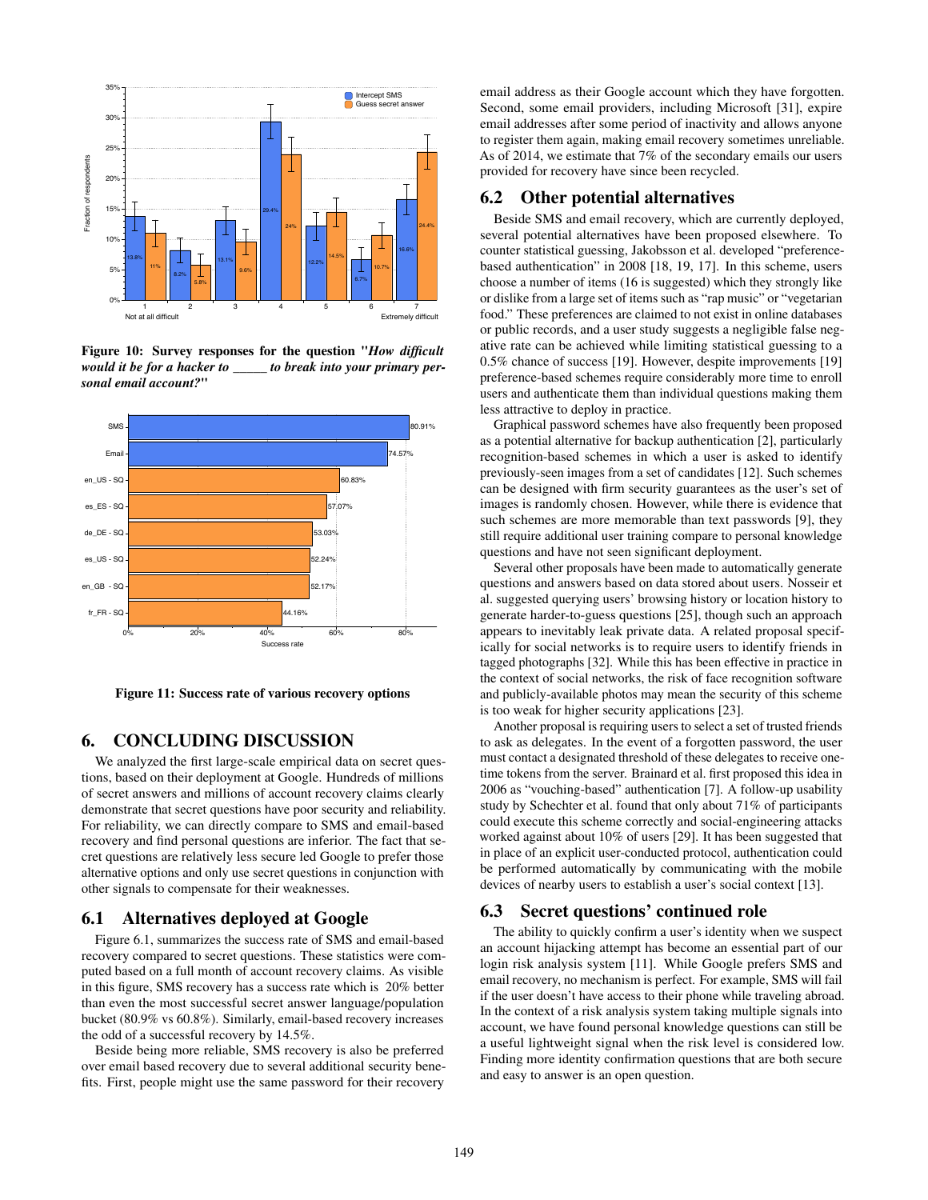Figure 10: Survey responses for the question *"How difficult would it be for a hacker to _____ to break into your primary personal email account?"*

Figure 11: Success rate of various recovery options

## 6. CONCLUDING DISCUSSION

We analyzed the first large-scale empirical data on secret questions, based on their deployment at Google. Hundreds of millions of secret answers and millions of account recovery claims clearly demonstrate that secret questions have poor security and reliability. For reliability, we can directly compare to SMS and email-based recovery and find personal questions are inferior. The fact that secret questions are relatively less secure led Google to prefer those alternative options and only use secret questions in conjunction with other signals to compensate for their weaknesses.

### 6.1 Alternatives deployed at Google

Figure 6.1, summarizes the success rate of SMS and email-based recovery compared to secret questions. These statistics were computed based on a full month of account recovery claims. As visible in this figure, SMS recovery has a success rate which is 20% better than even the most successful secret answer language/population bucket (80.9% vs 60.8%). Similarly, email-based recovery increases the odd of a successful recovery by 14.5%.

Beside being more reliable, SMS recovery is also be preferred over email based recovery due to several additional security benefits. First, people might use the same password for their recovery email address as their Google account which they have forgotten. Second, some email providers, including Microsoft [31], expire email addresses after some period of inactivity and allows anyone to register them again, making email recovery sometimes unreliable. As of 2014, we estimate that 7% of the secondary emails our users provided for recovery have since been recycled.

### 6.2 Other potential alternatives

Beside SMS and email recovery, which are currently deployed, several potential alternatives have been proposed elsewhere. To counter statistical guessing, Jakobsson et al. developed "preference-based authentication" in 2008 [18, 19, 17]. In this scheme, users choose a number of items (16 is suggested) which they strongly like or dislike from a large set of items such as "rap music" or "vegetarian food." These preferences are claimed to not exist in online databases or public records, and a user study suggests a negligible false negative rate can be achieved while limiting statistical guessing to a 0.5% chance of success [19]. However, despite improvements [19] preference-based schemes require considerably more time to enroll users and authenticate them than individual questions making them less attractive to deploy in practice.

Graphical password schemes have also frequently been proposed as a potential alternative for backup authentication [2], particularly recognition-based schemes in which a user is asked to identify previously-seen images from a set of candidates [12]. Such schemes can be designed with firm security guarantees as the user's set of images is randomly chosen. However, while there is evidence that such schemes are more memorable than text passwords [9], they still require additional user training compare to personal knowledge questions and have not seen significant deployment.

Several other proposals have been made to automatically generate questions and answers based on data stored about users. Nosseir et al. suggested querying users' browsing history or location history to generate harder-to-guess questions [25], though such an approach appears to inevitably leak private data. A related proposal specifically for social networks is to require users to identify friends in tagged photographs [32]. While this has been effective in practice in the context of social networks, the risk of face recognition software and publicly-available photos may mean the security of this scheme is too weak for higher security applications [23].

Another proposal is requiring users to select a set of trusted friends to ask as delegates. In the event of a forgotten password, the user must contact a designated threshold of these delegates to receive one-time tokens from the server. Brainard et al. first proposed this idea in 2006 as "vouching-based" authentication [7]. A follow-up usability study by Schechter et al. found that only about 71% of participants could execute this scheme correctly and social-engineering attacks worked against about 10% of users [29]. It has been suggested that in place of an explicit user-conducted protocol, authentication could be performed automatically by communicating with the mobile devices of nearby users to establish a user's social context [13].

### 6.3 Secret questions' continued role

The ability to quickly confirm a user's identity when we suspect an account hijacking attempt has become an essential part of our login risk analysis system [11]. While Google prefers SMS and email recovery, no mechanism is perfect. For example, SMS will fail if the user doesn't have access to their phone while traveling abroad. In the context of a risk analysis system taking multiple signals into account, we have found personal knowledge questions can still be a useful lightweight signal when the risk level is considered low. Finding more identity confirmation questions that are both secure and easy to answer is an open question.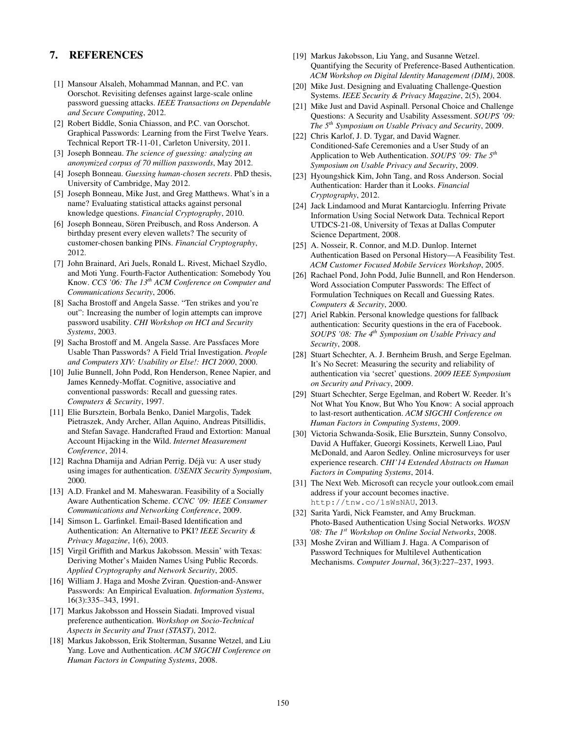## 7. REFERENCES

[1] Mansour Alsaleh, Mohammad Mannan, and P.C. van Oorschot. Revisiting defenses against large-scale online password guessing attacks. *IEEE Transactions on Dependable and Secure Computing*, 2012.

[2] Robert Biddle, Sonia Chiasson, and P.C. van Oorschot. Graphical Passwords: Learning from the First Twelve Years. Technical Report TR-11-01, Carleton University, 2011.

[3] Joseph Bonneau. *The science of guessing: analyzing an anonymized corpus of 70 million passwords*, May 2012.

[4] Joseph Bonneau. *Guessing human-chosen secrets*. PhD thesis, University of Cambridge, May 2012.

[5] Joseph Bonneau, Mike Just, and Greg Matthews. What's in a name? Evaluating statistical attacks against personal knowledge questions. *Financial Cryptography*, 2010.

[6] Joseph Bonneau, Sören Preibusch, and Ross Anderson. A birthday present every eleven wallets? The security of customer-chosen banking PINs. *Financial Cryptography*, 2012.

[7] John Brainard, Ari Juels, Ronald L. Rivest, Michael Szydlo, and Moti Yung. Fourth-Factor Authentication: Somebody You Know. *CCS '06: The 13th ACM Conference on Computer and Communications Security*, 2006.

[8] Sacha Brostoff and Angela Sasse. "Ten strikes and you're out": Increasing the number of login attempts can improve password usability. *CHI Workshop on HCI and Security Systems*, 2003.

[9] Sacha Brostoff and M. Angela Sasse. Are Passfaces More Usable Than Passwords? A Field Trial Investigation. *People and Computers XIV: Usability or Else!: HCI 2000*, 2000.

[10] Julie Bunnell, John Podd, Ron Henderson, Renee Napier, and James Kennedy-Moffat. Cognitive, associative and conventional passwords: Recall and guessing rates. *Computers & Security*, 1997.

[11] Elie Bursztein, Borbala Benko, Daniel Margolis, Tadek Pietraszek, Andy Archer, Allan Aquino, Andreas Pitsillidis, and Stefan Savage. Handcrafted Fraud and Extortion: Manual Account Hijacking in the Wild. *Internet Measurement Conference*, 2014.

[12] Rachna Dhamija and Adrian Perrig. Déjà vu: A user study using images for authentication. *USENIX Security Symposium*, 2000.

[13] A.D. Frankel and M. Maheswaran. Feasibility of a Socially Aware Authentication Scheme. *CCNC '09: IEEE Consumer Communications and Networking Conference*, 2009.

[14] Simson L. Garfinkel. Email-Based Identification and Authentication: An Alternative to PKI? *IEEE Security & Privacy Magazine*, 1(6), 2003.

[15] Virgil Griffith and Markus Jakobsson. Messin' with Texas: Deriving Mother's Maiden Names Using Public Records. *Applied Cryptography and Network Security*, 2005.

[16] William J. Haga and Moshe Zviran. Question-and-Answer Passwords: An Empirical Evaluation. *Information Systems*, 16(3):335–343, 1991.

[17] Markus Jakobsson and Hossein Siadati. Improved visual preference authentication. *Workshop on Socio-Technical Aspects in Security and Trust (STAST)*, 2012.

[18] Markus Jakobsson, Erik Stolterman, Susanne Wetzel, and Liu Yang. Love and Authentication. *ACM SIGCHI Conference on Human Factors in Computing Systems*, 2008.

[19] Markus Jakobsson, Liu Yang, and Susanne Wetzel. Quantifying the Security of Preference-Based Authentication. *ACM Workshop on Digital Identity Management (DIM)*, 2008.

[20] Mike Just. Designing and Evaluating Challenge-Question Systems. *IEEE Security & Privacy Magazine*, 2(5), 2004.

[21] Mike Just and David Aspinall. Personal Choice and Challenge Questions: A Security and Usability Assessment. *SOUPS '09: The 5th Symposium on Usable Privacy and Security*, 2009.

[22] Chris Karlof, J. D. Tygar, and David Wagner. Conditioned-Safe Ceremonies and a User Study of an Application to Web Authentication. *SOUPS '09: The 5th Symposium on Usable Privacy and Security*, 2009.

[23] Hyoungshick Kim, John Tang, and Ross Anderson. Social Authentication: Harder than it Looks. *Financial Cryptography*, 2012.

[24] Jack Lindamood and Murat Kantarcioglu. Inferring Private Information Using Social Network Data. Technical Report UTDCS-21-08, University of Texas at Dallas Computer Science Department, 2008.

[25] A. Nosseir, R. Connor, and M.D. Dunlop. Internet Authentication Based on Personal History—A Feasibility Test. *ACM Customer Focused Mobile Services Workshop*, 2005.

[26] Rachael Pond, John Podd, Julie Bunnell, and Ron Henderson. Word Association Computer Passwords: The Effect of Formulation Techniques on Recall and Guessing Rates. *Computers & Security*, 2000.

[27] Ariel Rabkin. Personal knowledge questions for fallback authentication: Security questions in the era of Facebook. *SOUPS '08: The 4th Symposium on Usable Privacy and Security*, 2008.

[28] Stuart Schechter, A. J. Bernheim Brush, and Serge Egelman. It's No Secret: Measuring the security and reliability of authentication via 'secret' questions. *2009 IEEE Symposium on Security and Privacy*, 2009.

[29] Stuart Schechter, Serge Egelman, and Robert W. Reeder. It's Not What You Know, But Who You Know: A social approach to last-resort authentication. *ACM SIGCHI Conference on Human Factors in Computing Systems*, 2009.

[30] Victoria Schwanda-Sosik, Elie Bursztein, Sunny Consolvo, David A Huffaker, Gueorgi Kossinets, Kerwell Liao, Paul McDonald, and Aaron Sedley. Online microsurveys for user experience research. *CHI'14 Extended Abstracts on Human Factors in Computing Systems*, 2014.

[31] The Next Web. Microsoft can recycle your outlook.com email address if your account becomes inactive. `http://tnw.co/1sWsNAU`, 2013.

[32] Sarita Yardi, Nick Feamster, and Amy Bruckman. Photo-Based Authentication Using Social Networks. *WOSN '08: The 1st Workshop on Online Social Networks*, 2008.

[33] Moshe Zviran and William J. Haga. A Comparison of Password Techniques for Multilevel Authentication Mechanisms. *Computer Journal*, 36(3):227–237, 1993.